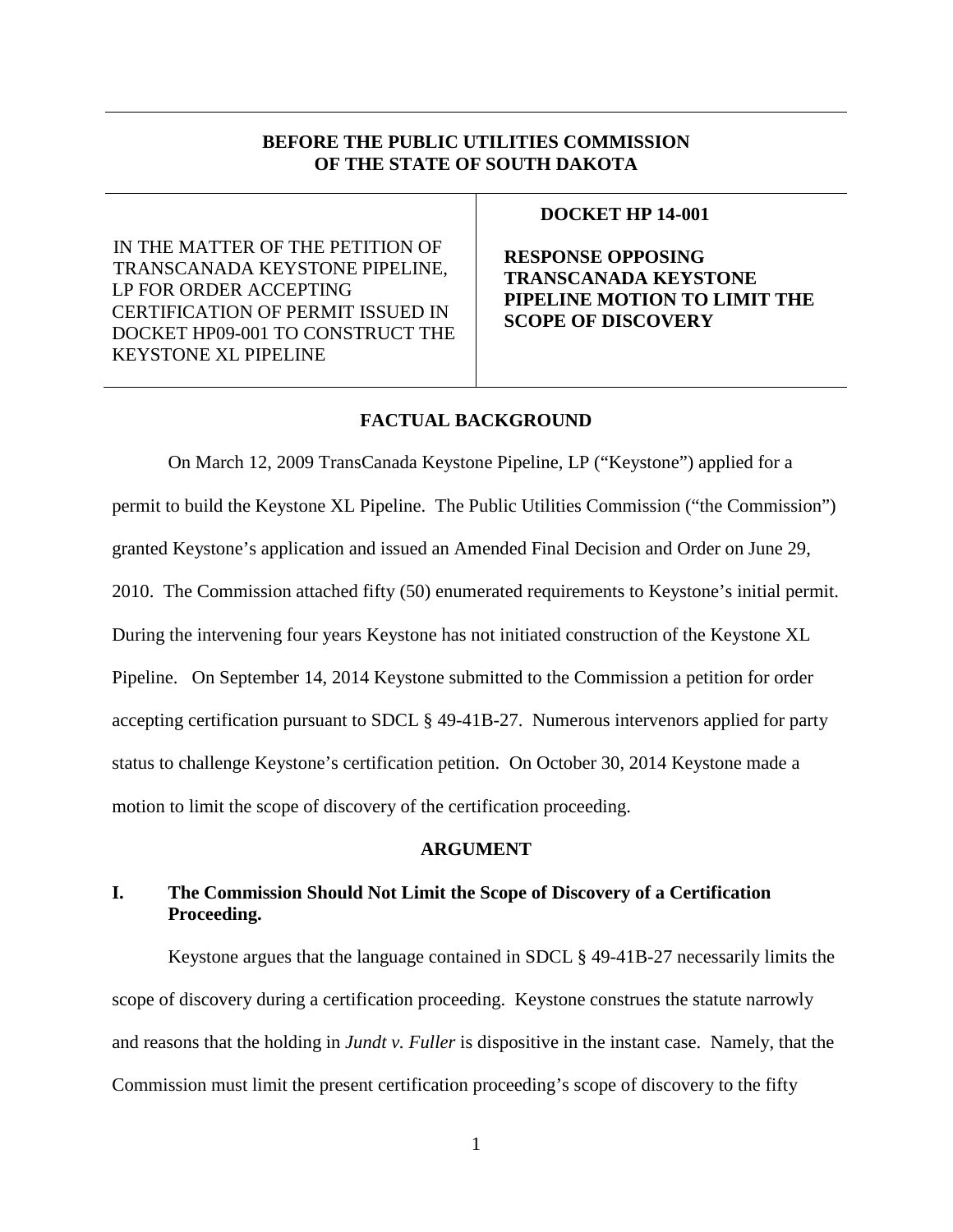**BEFORE THE PUBLIC UTILITIES COMMISSION OF THE STATE OF SOUTH DAKOTA**

| IN THE MATTER OF THE PETITION OF TRANSCANADA KEYSTONE PIPELINE, LP FOR ORDER ACCEPTING CERTIFICATION OF PERMIT ISSUED IN DOCKET HP09-001 TO CONSTRUCT THE KEYSTONE XL PIPELINE | **DOCKET HP 14-001**<br><br>**RESPONSE OPPOSING TRANSCANADA KEYSTONE PIPELINE MOTION TO LIMIT THE SCOPE OF DISCOVERY** |
|---|---|

## FACTUAL BACKGROUND

On March 12, 2009 TransCanada Keystone Pipeline, LP ("Keystone") applied for a permit to build the Keystone XL Pipeline. The Public Utilities Commission ("the Commission") granted Keystone's application and issued an Amended Final Decision and Order on June 29, 2010. The Commission attached fifty (50) enumerated requirements to Keystone's initial permit. During the intervening four years Keystone has not initiated construction of the Keystone XL Pipeline. On September 14, 2014 Keystone submitted to the Commission a petition for order accepting certification pursuant to SDCL § 49-41B-27. Numerous intervenors applied for party status to challenge Keystone's certification petition. On October 30, 2014 Keystone made a motion to limit the scope of discovery of the certification proceeding.

## ARGUMENT

### I. The Commission Should Not Limit the Scope of Discovery of a Certification Proceeding.

Keystone argues that the language contained in SDCL § 49-41B-27 necessarily limits the scope of discovery during a certification proceeding. Keystone construes the statute narrowly and reasons that the holding in *Jundt v. Fuller* is dispositive in the instant case. Namely, that the Commission must limit the present certification proceeding's scope of discovery to the fifty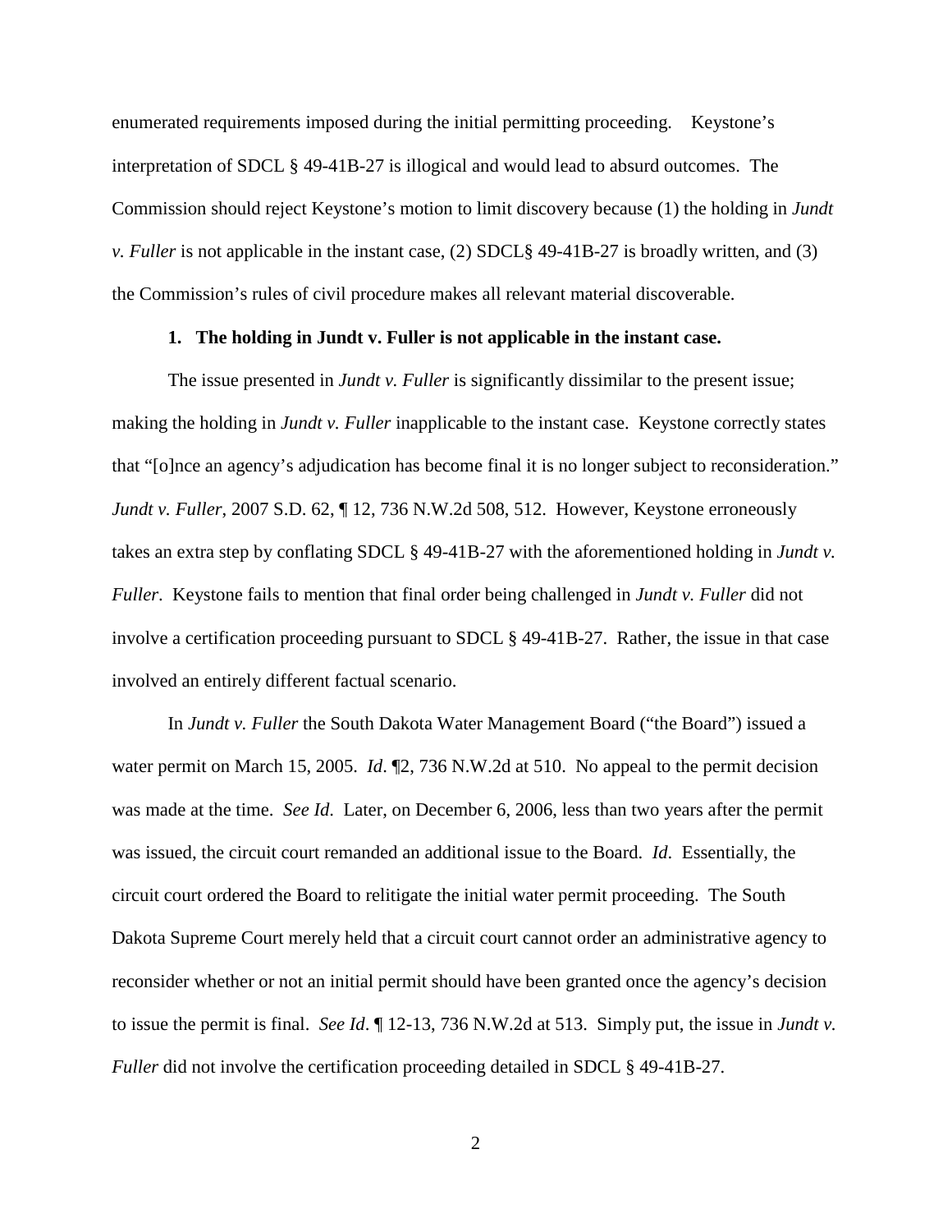enumerated requirements imposed during the initial permitting proceeding. Keystone's interpretation of SDCL § 49-41B-27 is illogical and would lead to absurd outcomes. The Commission should reject Keystone's motion to limit discovery because (1) the holding in *Jundt v. Fuller* is not applicable in the instant case, (2) SDCL§ 49-41B-27 is broadly written, and (3) the Commission's rules of civil procedure makes all relevant material discoverable.

**1. The holding in Jundt v. Fuller is not applicable in the instant case.**

The issue presented in *Jundt v. Fuller* is significantly dissimilar to the present issue; making the holding in *Jundt v. Fuller* inapplicable to the instant case. Keystone correctly states that "[o]nce an agency's adjudication has become final it is no longer subject to reconsideration." *Jundt v. Fuller*, 2007 S.D. 62, ¶ 12, 736 N.W.2d 508, 512. However, Keystone erroneously takes an extra step by conflating SDCL § 49-41B-27 with the aforementioned holding in *Jundt v. Fuller*. Keystone fails to mention that final order being challenged in *Jundt v. Fuller* did not involve a certification proceeding pursuant to SDCL § 49-41B-27. Rather, the issue in that case involved an entirely different factual scenario.

In *Jundt v. Fuller* the South Dakota Water Management Board ("the Board") issued a water permit on March 15, 2005. *Id*. ¶2, 736 N.W.2d at 510. No appeal to the permit decision was made at the time. *See Id.* Later, on December 6, 2006, less than two years after the permit was issued, the circuit court remanded an additional issue to the Board. *Id.* Essentially, the circuit court ordered the Board to relitigate the initial water permit proceeding. The South Dakota Supreme Court merely held that a circuit court cannot order an administrative agency to reconsider whether or not an initial permit should have been granted once the agency's decision to issue the permit is final. *See Id*. ¶ 12-13, 736 N.W.2d at 513. Simply put, the issue in *Jundt v. Fuller* did not involve the certification proceeding detailed in SDCL § 49-41B-27.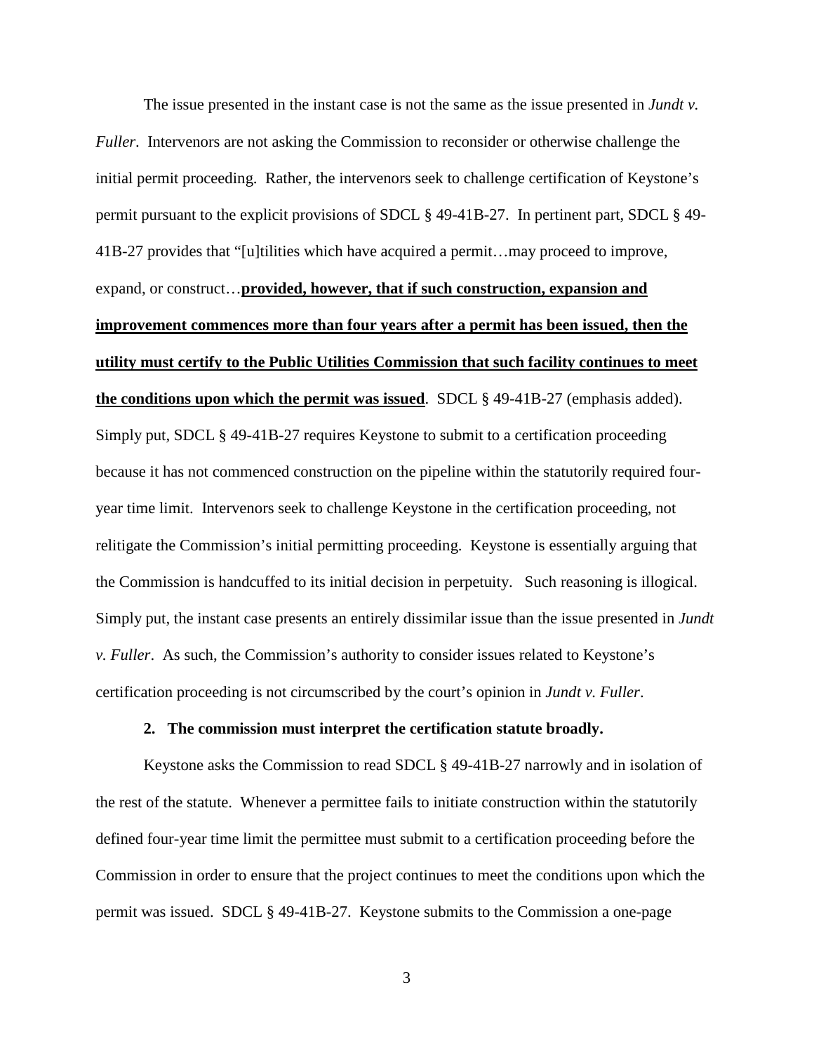The issue presented in the instant case is not the same as the issue presented in *Jundt v. Fuller*. Intervenors are not asking the Commission to reconsider or otherwise challenge the initial permit proceeding. Rather, the intervenors seek to challenge certification of Keystone's permit pursuant to the explicit provisions of SDCL § 49-41B-27. In pertinent part, SDCL § 49-41B-27 provides that "[u]tilities which have acquired a permit…may proceed to improve, expand, or construct…**provided, however, that if such construction, expansion and improvement commences more than four years after a permit has been issued, then the utility must certify to the Public Utilities Commission that such facility continues to meet the conditions upon which the permit was issued**. SDCL § 49-41B-27 (emphasis added). Simply put, SDCL § 49-41B-27 requires Keystone to submit to a certification proceeding because it has not commenced construction on the pipeline within the statutorily required four-year time limit. Intervenors seek to challenge Keystone in the certification proceeding, not relitigate the Commission's initial permitting proceeding. Keystone is essentially arguing that the Commission is handcuffed to its initial decision in perpetuity. Such reasoning is illogical. Simply put, the instant case presents an entirely dissimilar issue than the issue presented in *Jundt v. Fuller*. As such, the Commission's authority to consider issues related to Keystone's certification proceeding is not circumscribed by the court's opinion in *Jundt v. Fuller*.

**2. The commission must interpret the certification statute broadly.**

Keystone asks the Commission to read SDCL § 49-41B-27 narrowly and in isolation of the rest of the statute. Whenever a permittee fails to initiate construction within the statutorily defined four-year time limit the permittee must submit to a certification proceeding before the Commission in order to ensure that the project continues to meet the conditions upon which the permit was issued. SDCL § 49-41B-27. Keystone submits to the Commission a one-page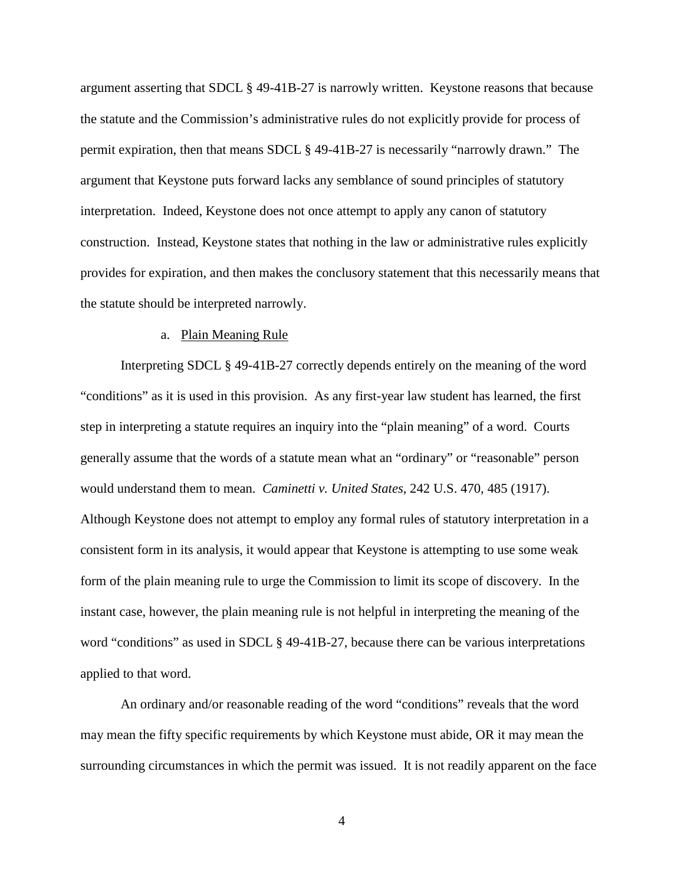argument asserting that SDCL § 49-41B-27 is narrowly written. Keystone reasons that because the statute and the Commission's administrative rules do not explicitly provide for process of permit expiration, then that means SDCL § 49-41B-27 is necessarily "narrowly drawn." The argument that Keystone puts forward lacks any semblance of sound principles of statutory interpretation. Indeed, Keystone does not once attempt to apply any canon of statutory construction. Instead, Keystone states that nothing in the law or administrative rules explicitly provides for expiration, and then makes the conclusory statement that this necessarily means that the statute should be interpreted narrowly.

a. Plain Meaning Rule

Interpreting SDCL § 49-41B-27 correctly depends entirely on the meaning of the word "conditions" as it is used in this provision. As any first-year law student has learned, the first step in interpreting a statute requires an inquiry into the "plain meaning" of a word. Courts generally assume that the words of a statute mean what an "ordinary" or "reasonable" person would understand them to mean. *Caminetti v. United States*, 242 U.S. 470, 485 (1917). Although Keystone does not attempt to employ any formal rules of statutory interpretation in a consistent form in its analysis, it would appear that Keystone is attempting to use some weak form of the plain meaning rule to urge the Commission to limit its scope of discovery. In the instant case, however, the plain meaning rule is not helpful in interpreting the meaning of the word "conditions" as used in SDCL § 49-41B-27, because there can be various interpretations applied to that word.

An ordinary and/or reasonable reading of the word "conditions" reveals that the word may mean the fifty specific requirements by which Keystone must abide, OR it may mean the surrounding circumstances in which the permit was issued. It is not readily apparent on the face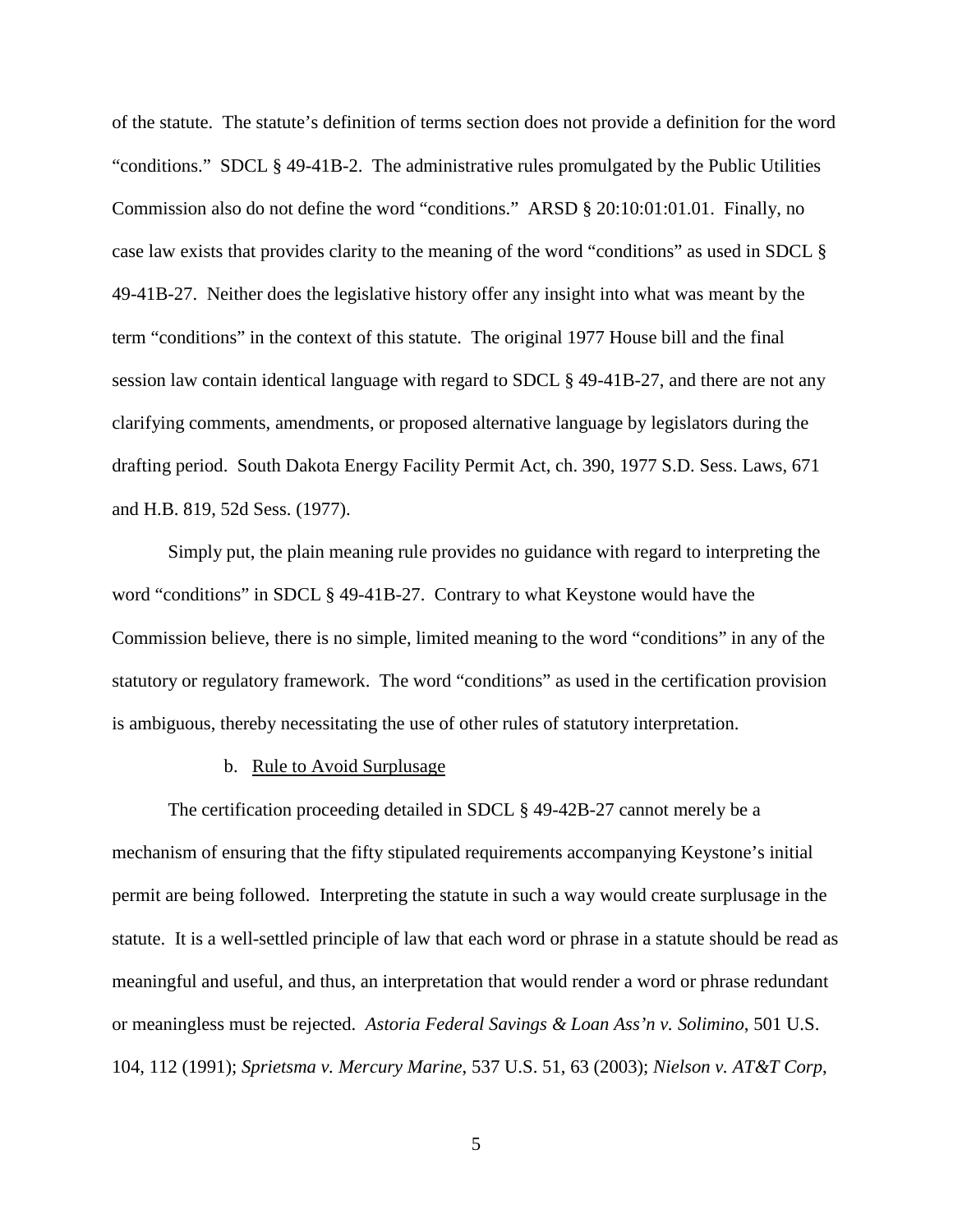of the statute. The statute's definition of terms section does not provide a definition for the word "conditions." SDCL § 49-41B-2. The administrative rules promulgated by the Public Utilities Commission also do not define the word "conditions." ARSD § 20:10:01:01.01. Finally, no case law exists that provides clarity to the meaning of the word "conditions" as used in SDCL § 49-41B-27. Neither does the legislative history offer any insight into what was meant by the term "conditions" in the context of this statute. The original 1977 House bill and the final session law contain identical language with regard to SDCL § 49-41B-27, and there are not any clarifying comments, amendments, or proposed alternative language by legislators during the drafting period. South Dakota Energy Facility Permit Act, ch. 390, 1977 S.D. Sess. Laws, 671 and H.B. 819, 52d Sess. (1977).

Simply put, the plain meaning rule provides no guidance with regard to interpreting the word "conditions" in SDCL § 49-41B-27. Contrary to what Keystone would have the Commission believe, there is no simple, limited meaning to the word "conditions" in any of the statutory or regulatory framework. The word "conditions" as used in the certification provision is ambiguous, thereby necessitating the use of other rules of statutory interpretation.

b. Rule to Avoid Surplusage

The certification proceeding detailed in SDCL § 49-42B-27 cannot merely be a mechanism of ensuring that the fifty stipulated requirements accompanying Keystone's initial permit are being followed. Interpreting the statute in such a way would create surplusage in the statute. It is a well-settled principle of law that each word or phrase in a statute should be read as meaningful and useful, and thus, an interpretation that would render a word or phrase redundant or meaningless must be rejected. *Astoria Federal Savings & Loan Ass'n v. Solimino*, 501 U.S. 104, 112 (1991); *Sprietsma v. Mercury Marine*, 537 U.S. 51, 63 (2003); *Nielson v. AT&T Corp*,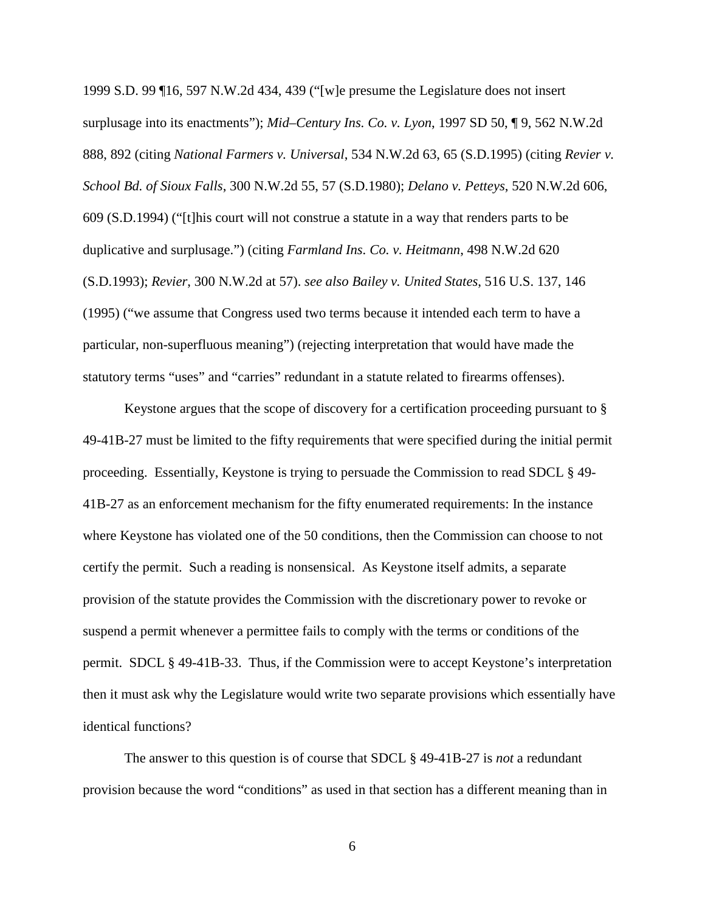1999 S.D. 99 ¶16, 597 N.W.2d 434, 439 ("[w]e presume the Legislature does not insert surplusage into its enactments"); *Mid–Century Ins. Co. v. Lyon*, 1997 SD 50, ¶ 9, 562 N.W.2d 888, 892 (citing *National Farmers v. Universal*, 534 N.W.2d 63, 65 (S.D.1995) (citing *Revier v. School Bd. of Sioux Falls*, 300 N.W.2d 55, 57 (S.D.1980); *Delano v. Petteys*, 520 N.W.2d 606, 609 (S.D.1994) ("[t]his court will not construe a statute in a way that renders parts to be duplicative and surplusage.") (citing *Farmland Ins. Co. v. Heitmann*, 498 N.W.2d 620 (S.D.1993); *Revier*, 300 N.W.2d at 57). *see also Bailey v. United States*, 516 U.S. 137, 146 (1995) ("we assume that Congress used two terms because it intended each term to have a particular, non-superfluous meaning") (rejecting interpretation that would have made the statutory terms "uses" and "carries" redundant in a statute related to firearms offenses).

Keystone argues that the scope of discovery for a certification proceeding pursuant to § 49-41B-27 must be limited to the fifty requirements that were specified during the initial permit proceeding. Essentially, Keystone is trying to persuade the Commission to read SDCL § 49-41B-27 as an enforcement mechanism for the fifty enumerated requirements: In the instance where Keystone has violated one of the 50 conditions, then the Commission can choose to not certify the permit. Such a reading is nonsensical. As Keystone itself admits, a separate provision of the statute provides the Commission with the discretionary power to revoke or suspend a permit whenever a permittee fails to comply with the terms or conditions of the permit. SDCL § 49-41B-33. Thus, if the Commission were to accept Keystone's interpretation then it must ask why the Legislature would write two separate provisions which essentially have identical functions?

The answer to this question is of course that SDCL § 49-41B-27 is *not* a redundant provision because the word "conditions" as used in that section has a different meaning than in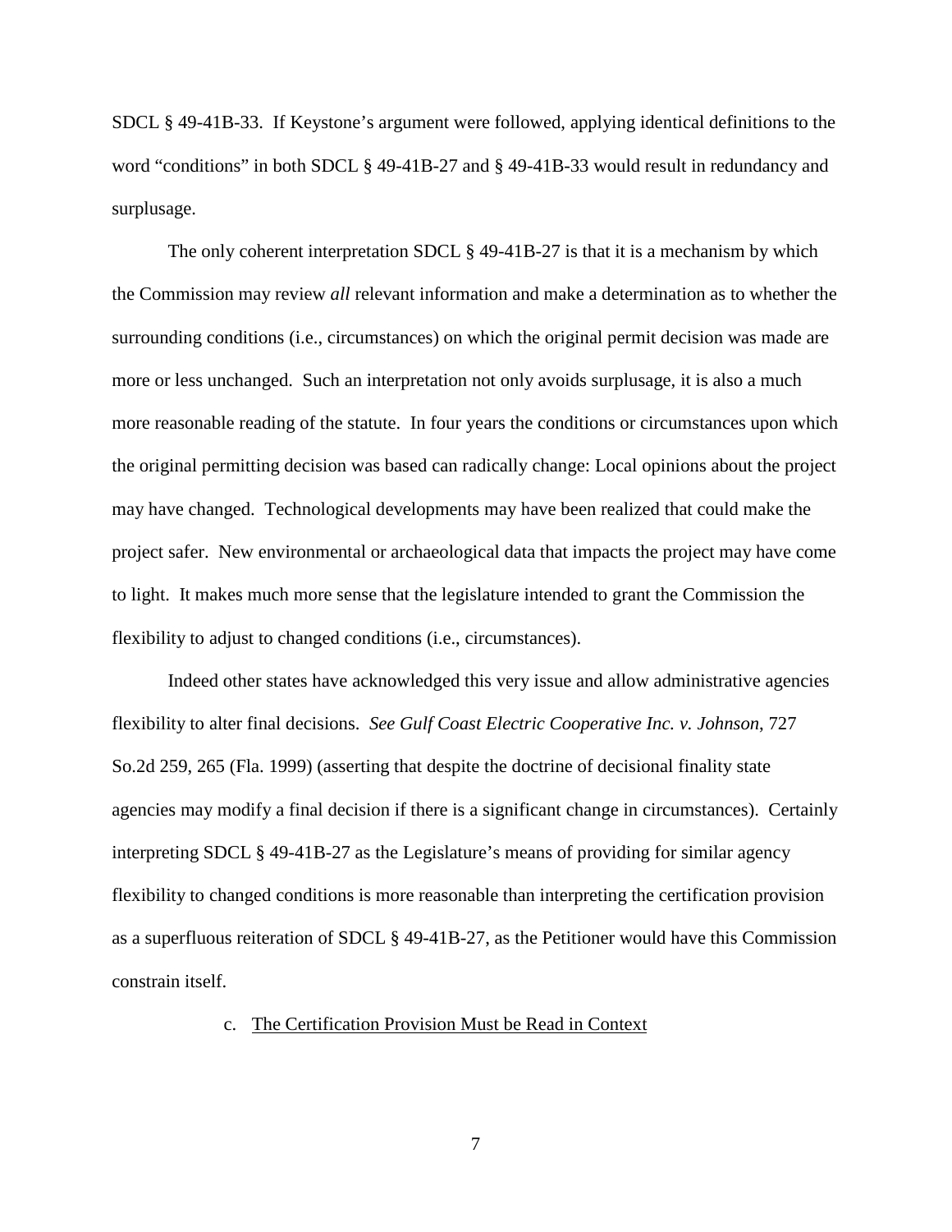SDCL § 49-41B-33. If Keystone's argument were followed, applying identical definitions to the word "conditions" in both SDCL § 49-41B-27 and § 49-41B-33 would result in redundancy and surplusage.

The only coherent interpretation SDCL § 49-41B-27 is that it is a mechanism by which the Commission may review *all* relevant information and make a determination as to whether the surrounding conditions (i.e., circumstances) on which the original permit decision was made are more or less unchanged. Such an interpretation not only avoids surplusage, it is also a much more reasonable reading of the statute. In four years the conditions or circumstances upon which the original permitting decision was based can radically change: Local opinions about the project may have changed. Technological developments may have been realized that could make the project safer. New environmental or archaeological data that impacts the project may have come to light. It makes much more sense that the legislature intended to grant the Commission the flexibility to adjust to changed conditions (i.e., circumstances).

Indeed other states have acknowledged this very issue and allow administrative agencies flexibility to alter final decisions. *See Gulf Coast Electric Cooperative Inc. v. Johnson*, 727 So.2d 259, 265 (Fla. 1999) (asserting that despite the doctrine of decisional finality state agencies may modify a final decision if there is a significant change in circumstances). Certainly interpreting SDCL § 49-41B-27 as the Legislature's means of providing for similar agency flexibility to changed conditions is more reasonable than interpreting the certification provision as a superfluous reiteration of SDCL § 49-41B-27, as the Petitioner would have this Commission constrain itself.

c. <u>The Certification Provision Must be Read in Context</u>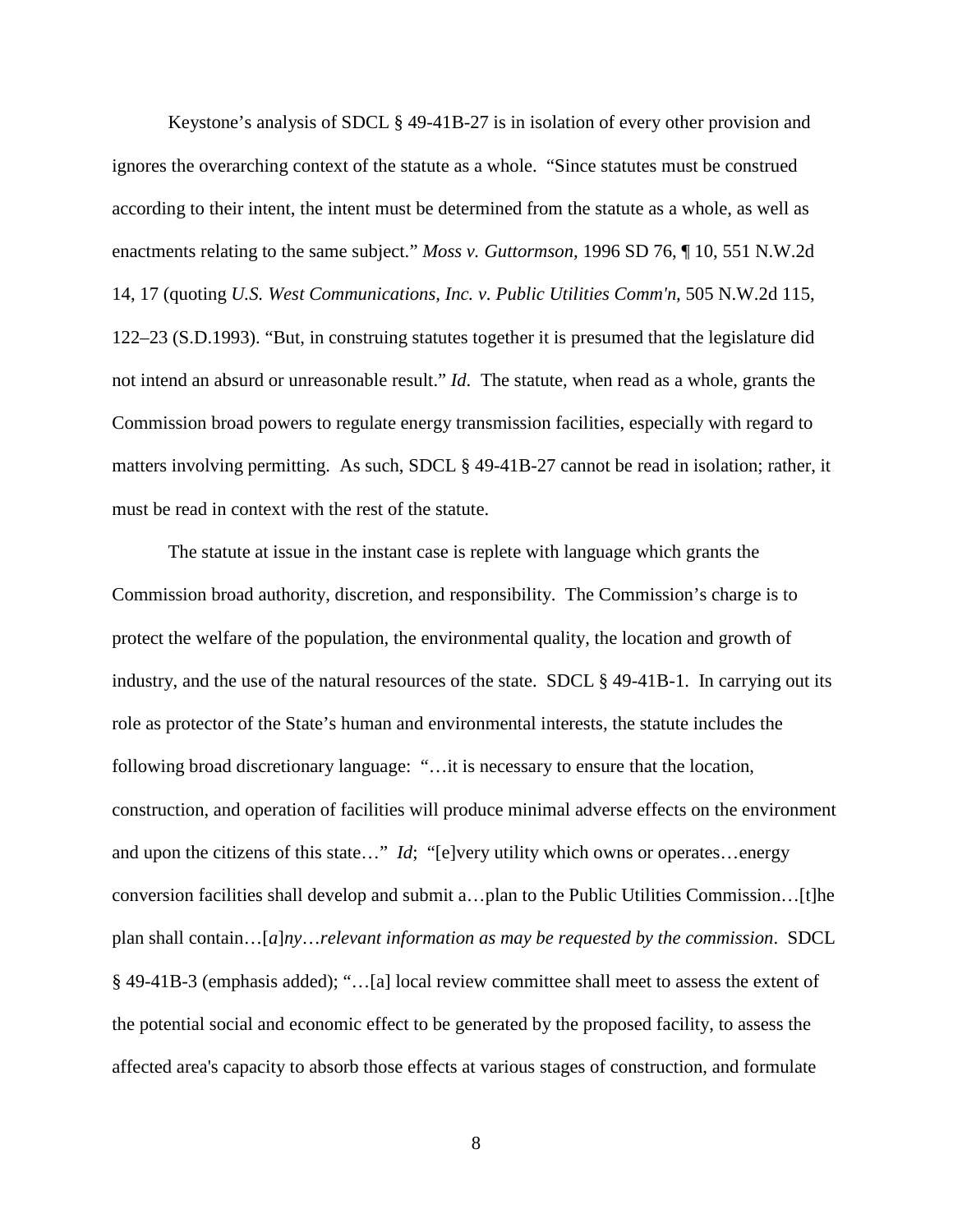Keystone's analysis of SDCL § 49-41B-27 is in isolation of every other provision and ignores the overarching context of the statute as a whole. "Since statutes must be construed according to their intent, the intent must be determined from the statute as a whole, as well as enactments relating to the same subject." *Moss v. Guttormson,* 1996 SD 76, ¶ 10, 551 N.W.2d 14, 17 (quoting *U.S. West Communications, Inc. v. Public Utilities Comm'n,* 505 N.W.2d 115, 122–23 (S.D.1993). "But, in construing statutes together it is presumed that the legislature did not intend an absurd or unreasonable result." *Id*. The statute, when read as a whole, grants the Commission broad powers to regulate energy transmission facilities, especially with regard to matters involving permitting. As such, SDCL § 49-41B-27 cannot be read in isolation; rather, it must be read in context with the rest of the statute.

The statute at issue in the instant case is replete with language which grants the Commission broad authority, discretion, and responsibility. The Commission's charge is to protect the welfare of the population, the environmental quality, the location and growth of industry, and the use of the natural resources of the state. SDCL § 49-41B-1. In carrying out its role as protector of the State's human and environmental interests, the statute includes the following broad discretionary language: "…it is necessary to ensure that the location, construction, and operation of facilities will produce minimal adverse effects on the environment and upon the citizens of this state…" *Id*; "[e]very utility which owns or operates…energy conversion facilities shall develop and submit a…plan to the Public Utilities Commission…[t]he plan shall contain…[*a*]*ny…relevant information as may be requested by the commission*. SDCL § 49-41B-3 (emphasis added); "…[a] local review committee shall meet to assess the extent of the potential social and economic effect to be generated by the proposed facility, to assess the affected area's capacity to absorb those effects at various stages of construction, and formulate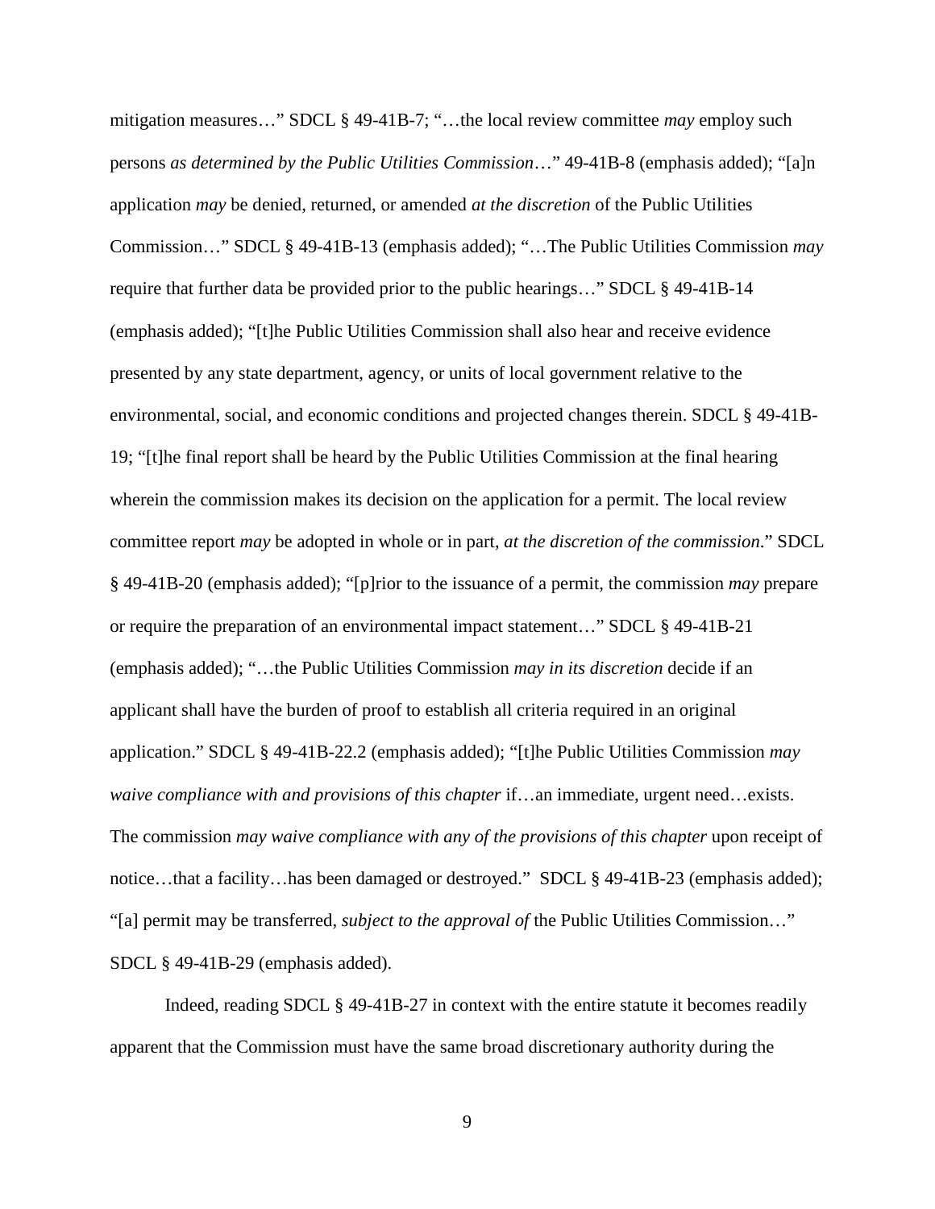mitigation measures…" SDCL § 49-41B-7; "…the local review committee *may* employ such persons *as determined by the Public Utilities Commission*…" 49-41B-8 (emphasis added); "[a]n application *may* be denied, returned, or amended *at the discretion* of the Public Utilities Commission…" SDCL § 49-41B-13 (emphasis added); "…The Public Utilities Commission *may* require that further data be provided prior to the public hearings…" SDCL § 49-41B-14 (emphasis added); "[t]he Public Utilities Commission shall also hear and receive evidence presented by any state department, agency, or units of local government relative to the environmental, social, and economic conditions and projected changes therein. SDCL § 49-41B-19; "[t]he final report shall be heard by the Public Utilities Commission at the final hearing wherein the commission makes its decision on the application for a permit. The local review committee report *may* be adopted in whole or in part, *at the discretion of the commission*." SDCL § 49-41B-20 (emphasis added); "[p]rior to the issuance of a permit, the commission *may* prepare or require the preparation of an environmental impact statement…" SDCL § 49-41B-21 (emphasis added); "…the Public Utilities Commission *may in its discretion* decide if an applicant shall have the burden of proof to establish all criteria required in an original application." SDCL § 49-41B-22.2 (emphasis added); "[t]he Public Utilities Commission *may waive compliance with and provisions of this chapter* if…an immediate, urgent need…exists. The commission *may waive compliance with any of the provisions of this chapter* upon receipt of notice…that a facility…has been damaged or destroyed." SDCL § 49-41B-23 (emphasis added); "[a] permit may be transferred, *subject to the approval of* the Public Utilities Commission…" SDCL § 49-41B-29 (emphasis added).

Indeed, reading SDCL § 49-41B-27 in context with the entire statute it becomes readily apparent that the Commission must have the same broad discretionary authority during the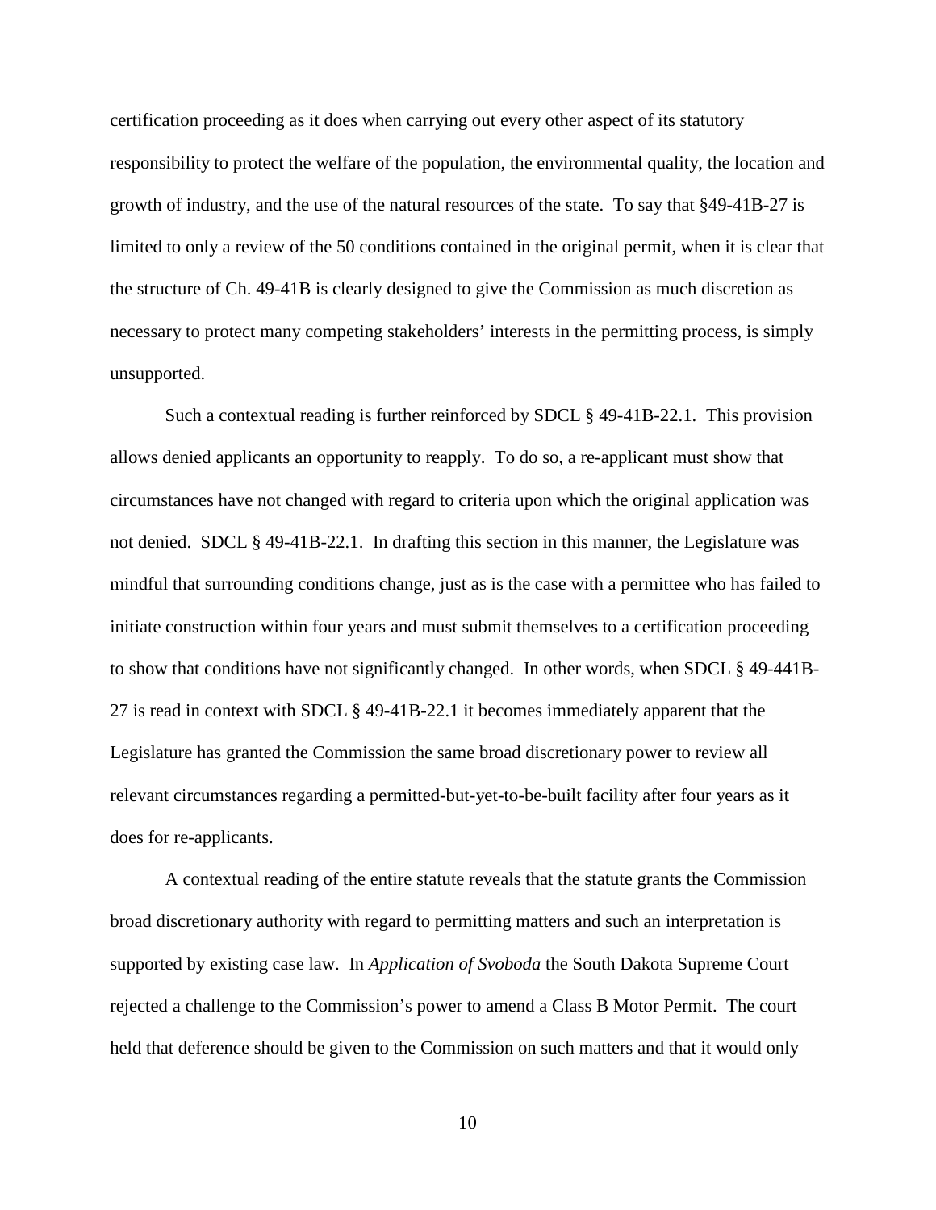certification proceeding as it does when carrying out every other aspect of its statutory responsibility to protect the welfare of the population, the environmental quality, the location and growth of industry, and the use of the natural resources of the state. To say that §49-41B-27 is limited to only a review of the 50 conditions contained in the original permit, when it is clear that the structure of Ch. 49-41B is clearly designed to give the Commission as much discretion as necessary to protect many competing stakeholders' interests in the permitting process, is simply unsupported.

Such a contextual reading is further reinforced by SDCL § 49-41B-22.1. This provision allows denied applicants an opportunity to reapply. To do so, a re-applicant must show that circumstances have not changed with regard to criteria upon which the original application was not denied. SDCL § 49-41B-22.1. In drafting this section in this manner, the Legislature was mindful that surrounding conditions change, just as is the case with a permittee who has failed to initiate construction within four years and must submit themselves to a certification proceeding to show that conditions have not significantly changed. In other words, when SDCL § 49-441B-27 is read in context with SDCL § 49-41B-22.1 it becomes immediately apparent that the Legislature has granted the Commission the same broad discretionary power to review all relevant circumstances regarding a permitted-but-yet-to-be-built facility after four years as it does for re-applicants.

A contextual reading of the entire statute reveals that the statute grants the Commission broad discretionary authority with regard to permitting matters and such an interpretation is supported by existing case law. In *Application of Svoboda* the South Dakota Supreme Court rejected a challenge to the Commission's power to amend a Class B Motor Permit. The court held that deference should be given to the Commission on such matters and that it would only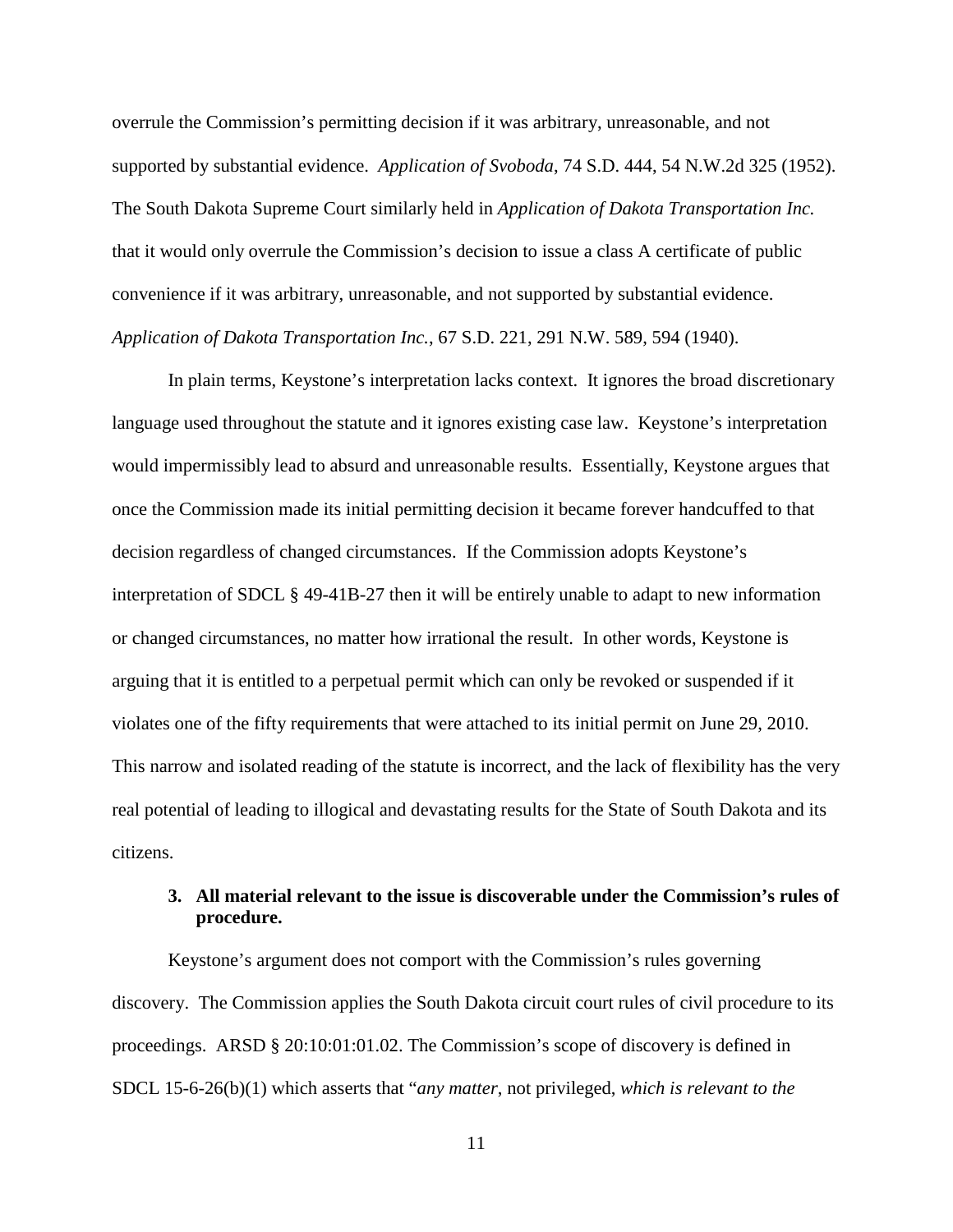overrule the Commission's permitting decision if it was arbitrary, unreasonable, and not supported by substantial evidence. *Application of Svoboda*, 74 S.D. 444, 54 N.W.2d 325 (1952). The South Dakota Supreme Court similarly held in *Application of Dakota Transportation Inc.* that it would only overrule the Commission's decision to issue a class A certificate of public convenience if it was arbitrary, unreasonable, and not supported by substantial evidence. *Application of Dakota Transportation Inc.*, 67 S.D. 221, 291 N.W. 589, 594 (1940).

In plain terms, Keystone's interpretation lacks context. It ignores the broad discretionary language used throughout the statute and it ignores existing case law. Keystone's interpretation would impermissibly lead to absurd and unreasonable results. Essentially, Keystone argues that once the Commission made its initial permitting decision it became forever handcuffed to that decision regardless of changed circumstances. If the Commission adopts Keystone's interpretation of SDCL § 49-41B-27 then it will be entirely unable to adapt to new information or changed circumstances, no matter how irrational the result. In other words, Keystone is arguing that it is entitled to a perpetual permit which can only be revoked or suspended if it violates one of the fifty requirements that were attached to its initial permit on June 29, 2010. This narrow and isolated reading of the statute is incorrect, and the lack of flexibility has the very real potential of leading to illogical and devastating results for the State of South Dakota and its citizens.

**3. All material relevant to the issue is discoverable under the Commission's rules of procedure.**

Keystone's argument does not comport with the Commission's rules governing discovery. The Commission applies the South Dakota circuit court rules of civil procedure to its proceedings. ARSD § 20:10:01:01.02. The Commission's scope of discovery is defined in SDCL 15-6-26(b)(1) which asserts that "*any matter*, not privileged, *which is relevant to the*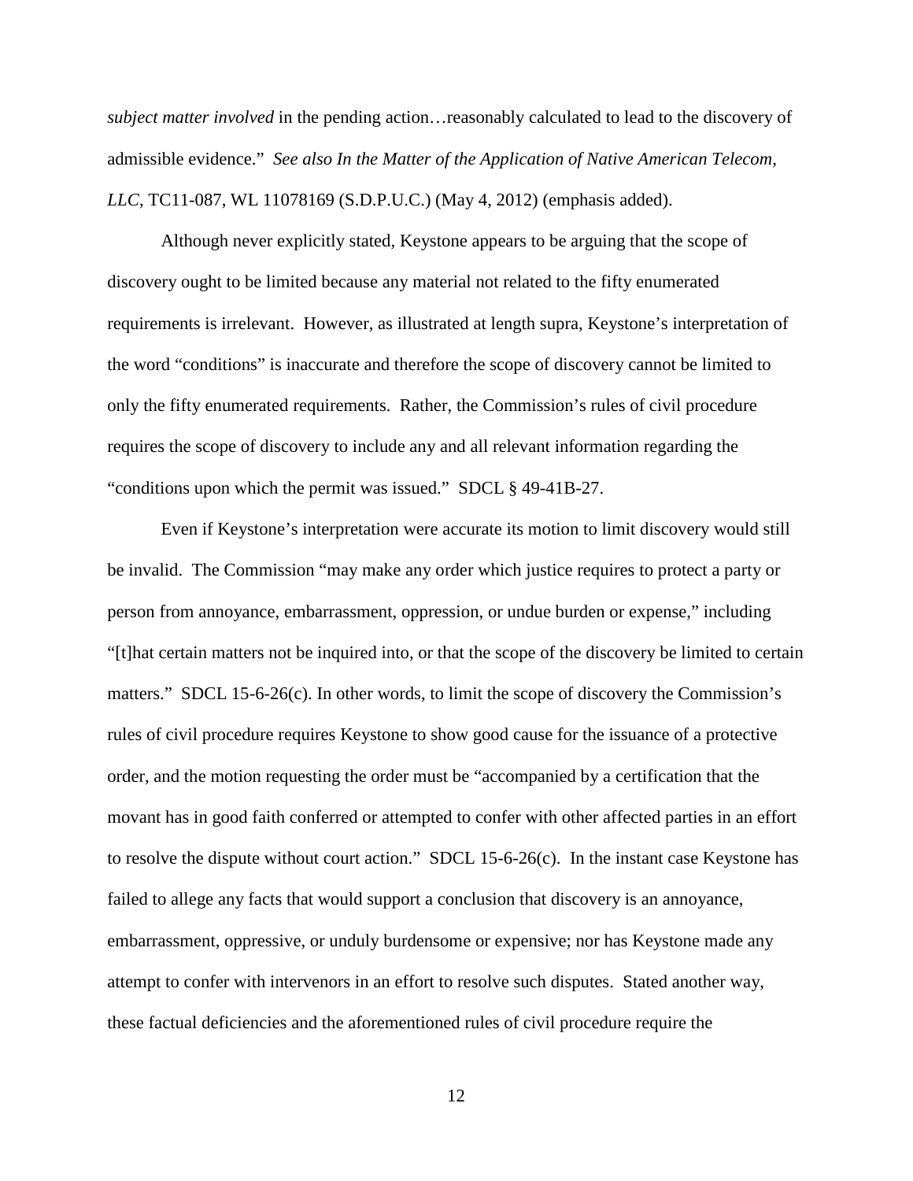*subject matter involved* in the pending action…reasonably calculated to lead to the discovery of admissible evidence." *See also In the Matter of the Application of Native American Telecom, LLC*, TC11-087, WL 11078169 (S.D.P.U.C.) (May 4, 2012) (emphasis added).

Although never explicitly stated, Keystone appears to be arguing that the scope of discovery ought to be limited because any material not related to the fifty enumerated requirements is irrelevant. However, as illustrated at length supra, Keystone's interpretation of the word "conditions" is inaccurate and therefore the scope of discovery cannot be limited to only the fifty enumerated requirements. Rather, the Commission's rules of civil procedure requires the scope of discovery to include any and all relevant information regarding the "conditions upon which the permit was issued." SDCL § 49-41B-27.

Even if Keystone's interpretation were accurate its motion to limit discovery would still be invalid. The Commission "may make any order which justice requires to protect a party or person from annoyance, embarrassment, oppression, or undue burden or expense," including "[t]hat certain matters not be inquired into, or that the scope of the discovery be limited to certain matters." SDCL 15-6-26(c). In other words, to limit the scope of discovery the Commission's rules of civil procedure requires Keystone to show good cause for the issuance of a protective order, and the motion requesting the order must be "accompanied by a certification that the movant has in good faith conferred or attempted to confer with other affected parties in an effort to resolve the dispute without court action." SDCL 15-6-26(c). In the instant case Keystone has failed to allege any facts that would support a conclusion that discovery is an annoyance, embarrassment, oppressive, or unduly burdensome or expensive; nor has Keystone made any attempt to confer with intervenors in an effort to resolve such disputes. Stated another way, these factual deficiencies and the aforementioned rules of civil procedure require the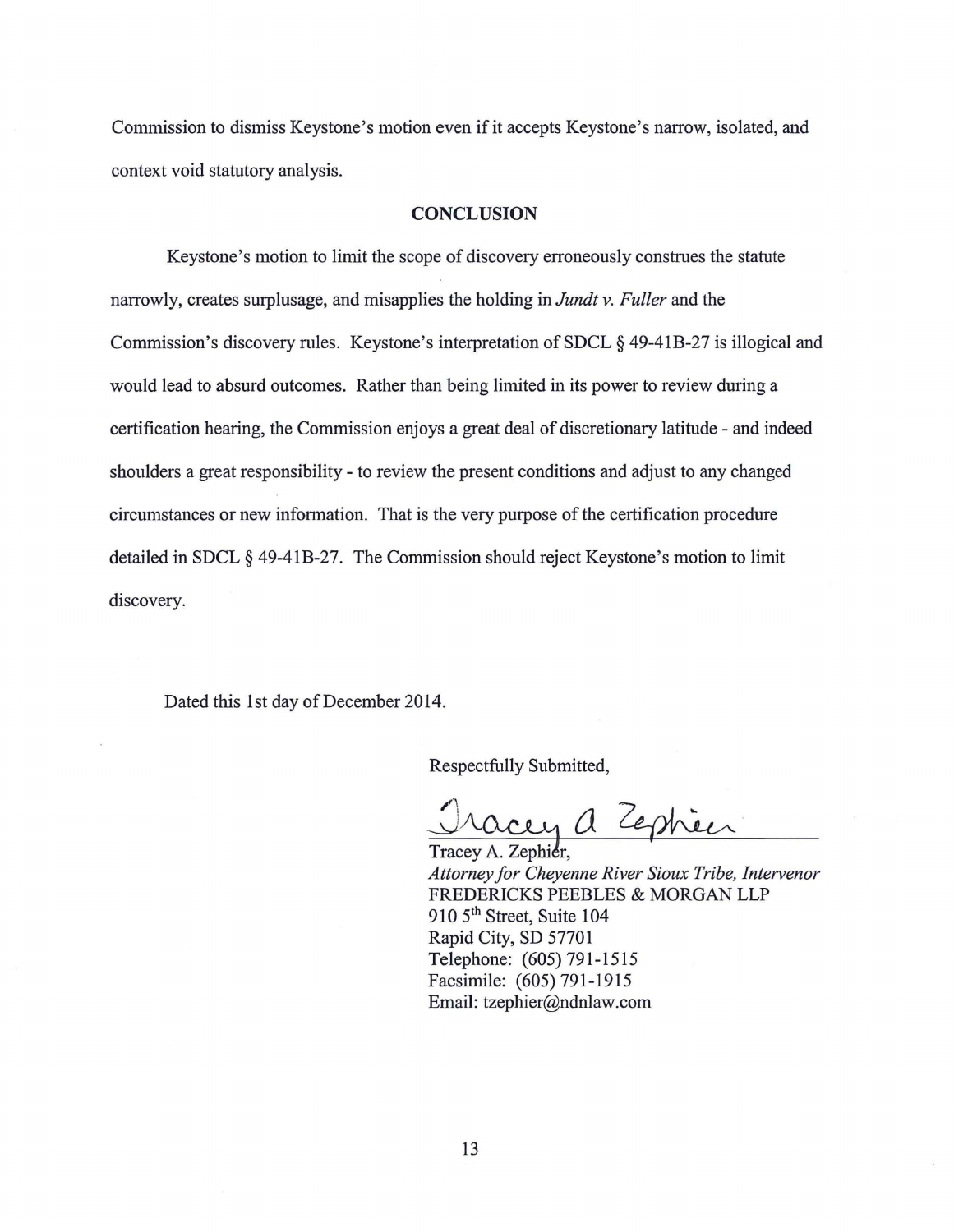Commission to dismiss Keystone's motion even if it accepts Keystone's narrow, isolated, and context void statutory analysis.

## CONCLUSION

Keystone's motion to limit the scope of discovery erroneously construes the statute narrowly, creates surplusage, and misapplies the holding in *Jundt v. Fuller* and the Commission's discovery rules. Keystone's interpretation of SDCL § 49-41B-27 is illogical and would lead to absurd outcomes. Rather than being limited in its power to review during a certification hearing, the Commission enjoys a great deal of discretionary latitude - and indeed shoulders a great responsibility - to review the present conditions and adjust to any changed circumstances or new information. That is the very purpose of the certification procedure detailed in SDCL § 49-41B-27. The Commission should reject Keystone's motion to limit discovery.

Dated this 1st day of December 2014.

Respectfully Submitted,

Tracey A. Zephier,
*Attorney for Cheyenne River Sioux Tribe, Intervenor*
FREDERICKS PEEBLES & MORGAN LLP
910 5th Street, Suite 104
Rapid City, SD 57701
Telephone: (605) 791-1515
Facsimile: (605) 791-1915
Email: tzephier@ndnlaw.com